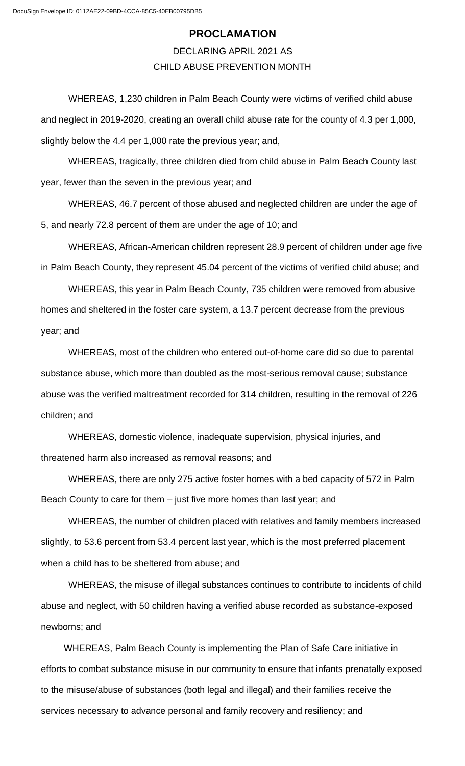# PROCLAMATION

DECLARING APRIL 2021 AS
CHILD ABUSE PREVENTION MONTH

WHEREAS, 1,230 children in Palm Beach County were victims of verified child abuse and neglect in 2019-2020, creating an overall child abuse rate for the county of 4.3 per 1,000, slightly below the 4.4 per 1,000 rate the previous year; and,

WHEREAS, tragically, three children died from child abuse in Palm Beach County last year, fewer than the seven in the previous year; and

WHEREAS, 46.7 percent of those abused and neglected children are under the age of 5, and nearly 72.8 percent of them are under the age of 10; and

WHEREAS, African-American children represent 28.9 percent of children under age five in Palm Beach County, they represent 45.04 percent of the victims of verified child abuse; and

WHEREAS, this year in Palm Beach County, 735 children were removed from abusive homes and sheltered in the foster care system, a 13.7 percent decrease from the previous year; and

WHEREAS, most of the children who entered out-of-home care did so due to parental substance abuse, which more than doubled as the most-serious removal cause; substance abuse was the verified maltreatment recorded for 314 children, resulting in the removal of 226 children; and

WHEREAS, domestic violence, inadequate supervision, physical injuries, and threatened harm also increased as removal reasons; and

WHEREAS, there are only 275 active foster homes with a bed capacity of 572 in Palm Beach County to care for them – just five more homes than last year; and

WHEREAS, the number of children placed with relatives and family members increased slightly, to 53.6 percent from 53.4 percent last year, which is the most preferred placement when a child has to be sheltered from abuse; and

WHEREAS, the misuse of illegal substances continues to contribute to incidents of child abuse and neglect, with 50 children having a verified abuse recorded as substance-exposed newborns; and

WHEREAS, Palm Beach County is implementing the Plan of Safe Care initiative in efforts to combat substance misuse in our community to ensure that infants prenatally exposed to the misuse/abuse of substances (both legal and illegal) and their families receive the services necessary to advance personal and family recovery and resiliency; and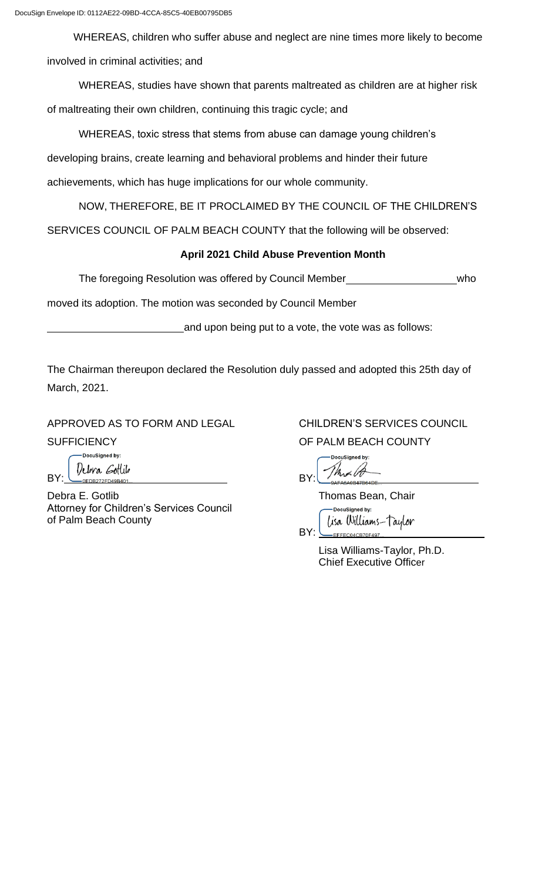WHEREAS, children who suffer abuse and neglect are nine times more likely to become involved in criminal activities; and

WHEREAS, studies have shown that parents maltreated as children are at higher risk of maltreating their own children, continuing this tragic cycle; and

WHEREAS, toxic stress that stems from abuse can damage young children's developing brains, create learning and behavioral problems and hinder their future achievements, which has huge implications for our whole community.

NOW, THEREFORE, BE IT PROCLAIMED BY THE COUNCIL OF THE CHILDREN'S SERVICES COUNCIL OF PALM BEACH COUNTY that the following will be observed:

**April 2021 Child Abuse Prevention Month**

The foregoing Resolution was offered by Council Member ____________________ who moved its adoption. The motion was seconded by Council Member ________________________ and upon being put to a vote, the vote was as follows:

The Chairman thereupon declared the Resolution duly passed and adopted this 25th day of March, 2021.

APPROVED AS TO FORM AND LEGAL SUFFICIENCY

BY: Debra Gotlib

Debra E. Gotlib
Attorney for Children's Services Council of Palm Beach County

CHILDREN'S SERVICES COUNCIL OF PALM BEACH COUNTY

BY: ____________________

Thomas Bean, Chair

BY: Lisa Williams-Taylor

Lisa Williams-Taylor, Ph.D.
Chief Executive Officer